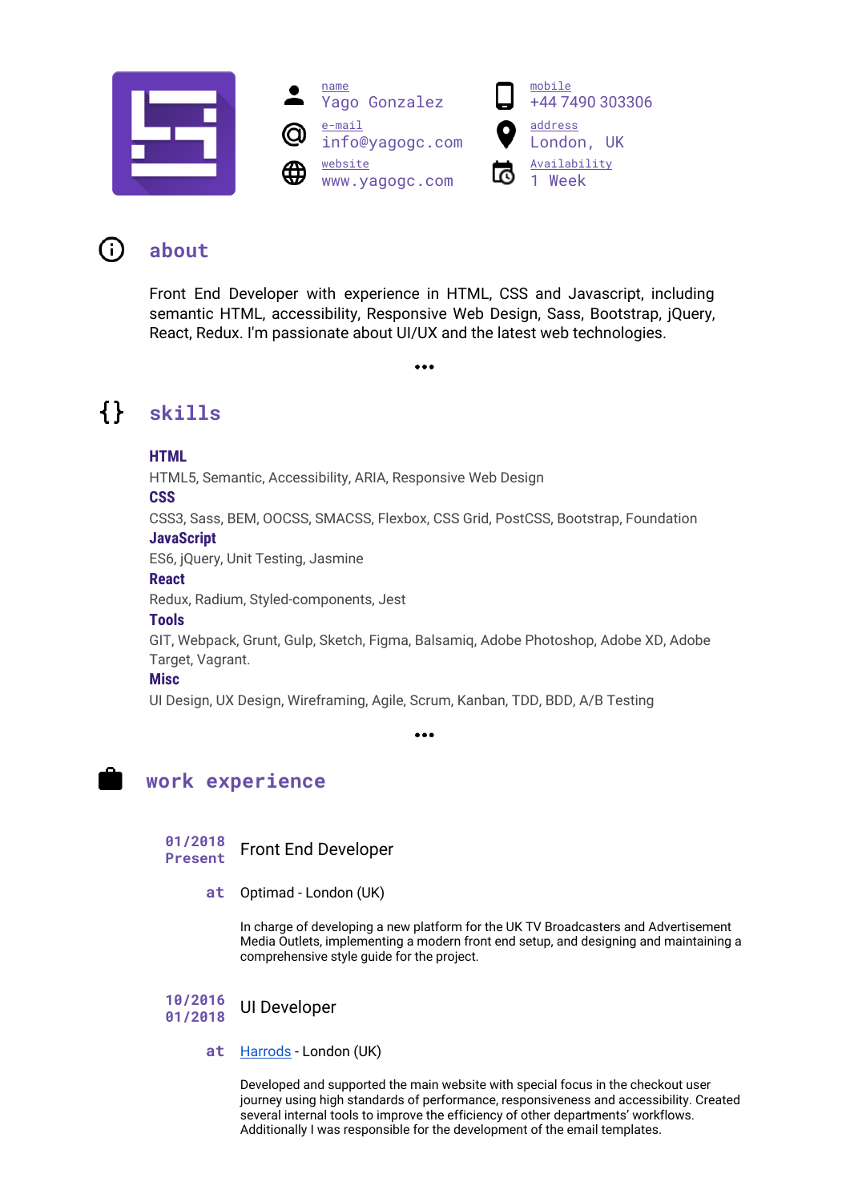name
Yago Gonzalez

e-mail
info@yagogc.com

website
www.yagogc.com

mobile
+44 7490 303306

address
London, UK

Availability
1 Week

## about

Front End Developer with experience in HTML, CSS and Javascript, including semantic HTML, accessibility, Responsive Web Design, Sass, Bootstrap, jQuery, React, Redux. I'm passionate about UI/UX and the latest web technologies.

•••

## skills

**HTML**
HTML5, Semantic, Accessibility, ARIA, Responsive Web Design

**CSS**
CSS3, Sass, BEM, OOCSS, SMACSS, Flexbox, CSS Grid, PostCSS, Bootstrap, Foundation

**JavaScript**
ES6, jQuery, Unit Testing, Jasmine

**React**
Redux, Radium, Styled-components, Jest

**Tools**
GIT, Webpack, Grunt, Gulp, Sketch, Figma, Balsamiq, Adobe Photoshop, Adobe XD, Adobe Target, Vagrant.

**Misc**
UI Design, UX Design, Wireframing, Agile, Scrum, Kanban, TDD, BDD, A/B Testing

•••

## work experience

**01/2018 – Present** Front End Developer

**at** Optimad - London (UK)

In charge of developing a new platform for the UK TV Broadcasters and Advertisement Media Outlets, implementing a modern front end setup, and designing and maintaining a comprehensive style guide for the project.

**10/2016 – 01/2018** UI Developer

**at** Harrods - London (UK)

Developed and supported the main website with special focus in the checkout user journey using high standards of performance, responsiveness and accessibility. Created several internal tools to improve the efficiency of other departments' workflows. Additionally I was responsible for the development of the email templates.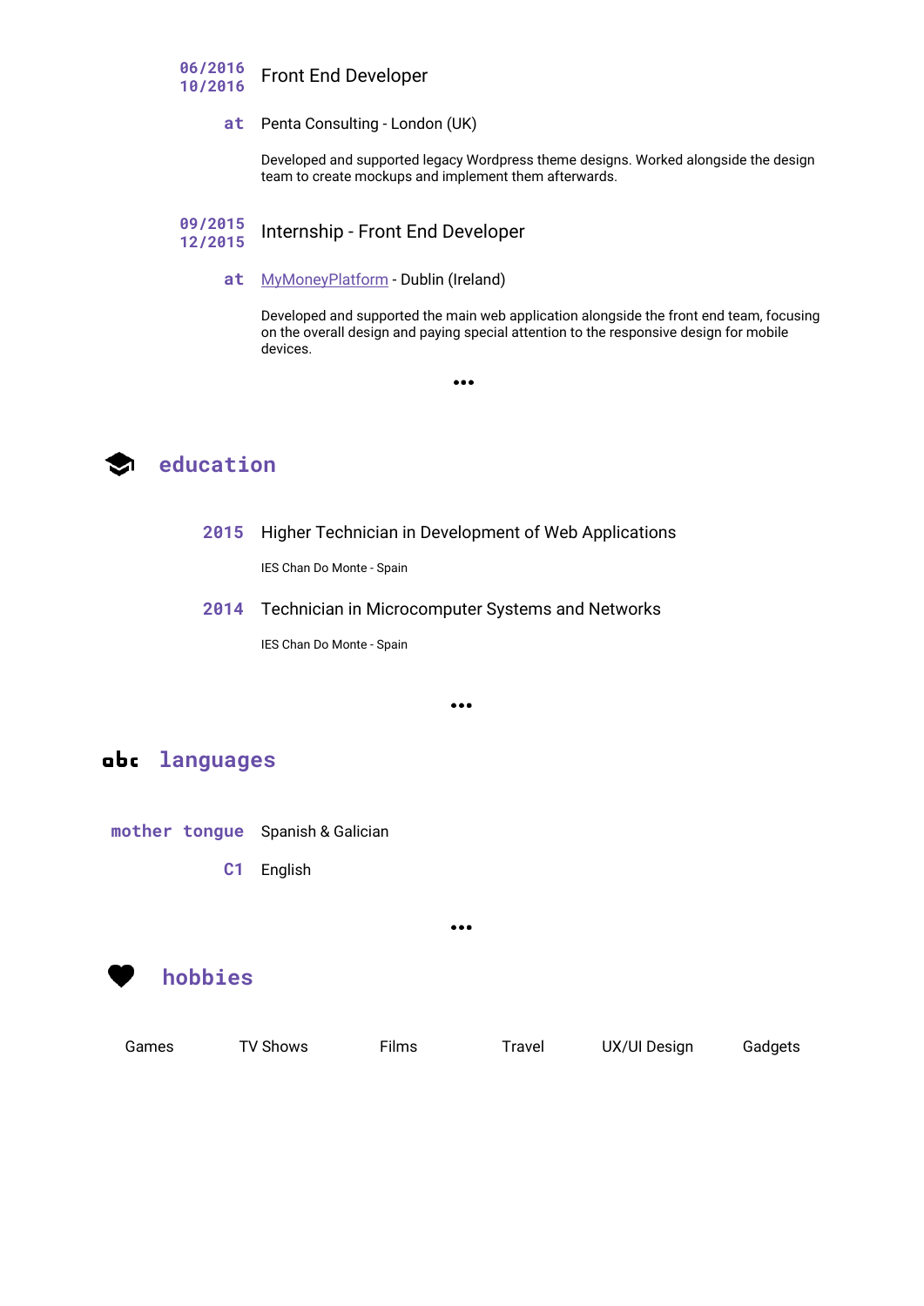**06/2016**
**10/2016**
### Front End Developer

**at** Penta Consulting - London (UK)

Developed and supported legacy Wordpress theme designs. Worked alongside the design team to create mockups and implement them afterwards.

**09/2015**
**12/2015**
### Internship - Front End Developer

**at** MyMoneyPlatform - Dublin (Ireland)

Developed and supported the main web application alongside the front end team, focusing on the overall design and paying special attention to the responsive design for mobile devices.

•••

## education

**2015** Higher Technician in Development of Web Applications

IES Chan Do Monte - Spain

**2014** Technician in Microcomputer Systems and Networks

IES Chan Do Monte - Spain

•••

## languages

**mother tongue** Spanish & Galician

**C1** English

•••

## hobbies

Games TV Shows Films Travel UX/UI Design Gadgets